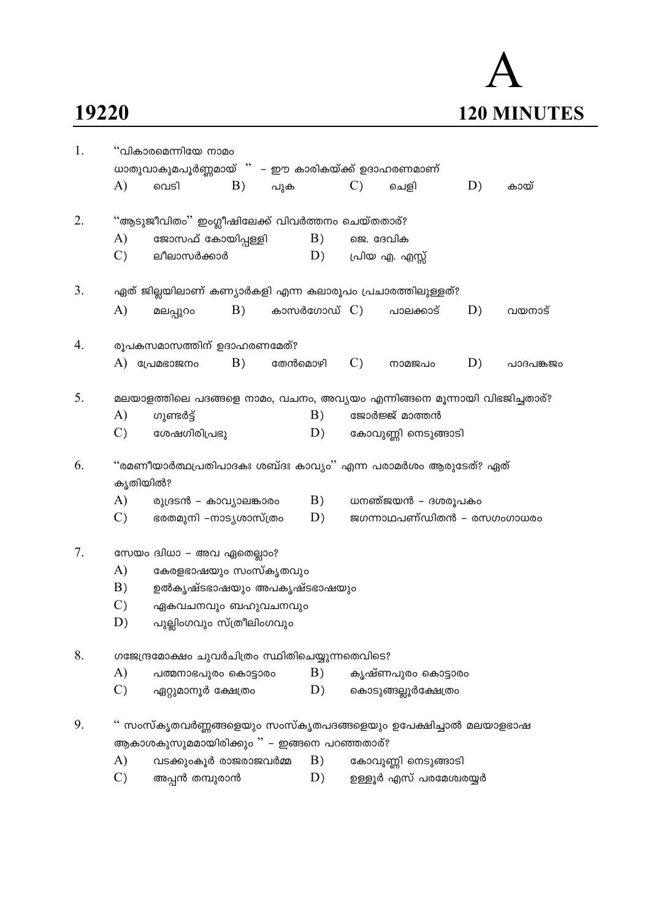**19220** **A** **120 MINUTES**

1. "വികാരമെന്നിയേ നാമം
   ധാതുവാകുമപൂർണ്ണമായ് " – ഈ കാരികയ്ക്ക് ഉദാഹരണമാണ്
   A) വെടി B) പുക C) ചെളി D) കായ്

2. "ആടുജീവിതം" ഇംഗ്ലീഷിലേക്ക് വിവർത്തനം ചെയ്തതാര്?
   A) ജോസഫ് കോയിപ്പള്ളി B) ജെ. ദേവിക
   C) ലീലാസർക്കാർ D) പ്രിയ എ. എസ്സ്

3. ഏത് ജില്ലയിലാണ് കണ്യാർകളി എന്ന കലാരൂപം പ്രചാരത്തിലുള്ളത്?
   A) മലപ്പുറം B) കാസർഗോഡ് C) പാലക്കാട് D) വയനാട്

4. രൂപകസമാസത്തിന് ഉദാഹരണമേത്?
   A) പ്രേമഭാജനം B) തേൻമൊഴി C) നാമജപം D) പാദപങ്കജം

5. മലയാളത്തിലെ പദങ്ങളെ നാമം, വചനം, അവ്യയം എന്നിങ്ങനെ മൂന്നായി വിഭജിച്ചതാര്?
   A) ഗുണ്ടർട്ട് B) ജോർജ്ജ് മാത്തൻ
   C) ശേഷഗിരിപ്രഭു D) കോവുണ്ണി നെടുങ്ങാടി

6. "രമണീയാർത്ഥപ്രതിപാദകഃ ശബ്ദഃ കാവ്യം" എന്ന പരാമർശം ആരുടേത്? ഏത് കൃതിയിൽ?
   A) രുദ്രടൻ – കാവ്യാലങ്കാരം B) ധനഞ്ജയൻ – ദശരൂപകം
   C) ഭരതമുനി –നാട്യശാസ്ത്രം D) ജഗന്നാഥപണ്ഡിതൻ – രസഗംഗാധരം

7. സേയം ദ്വിധാ – അവ ഏതെല്ലാം?
   A) കേരളഭാഷയും സംസ്കൃതവും
   B) ഉൽകൃഷ്ടഭാഷയും അപകൃഷ്ടഭാഷയും
   C) ഏകവചനവും ബഹുവചനവും
   D) പുല്ലിംഗവും സ്ത്രീലിംഗവും

8. ഗജേന്ദ്രമോക്ഷം ചുവർചിത്രം സ്ഥിതിചെയ്യുന്നതെവിടെ?
   A) പത്മനാഭപുരം കൊട്ടാരം B) കൃഷ്ണപുരം കൊട്ടാരം
   C) ഏറ്റുമാനൂർ ക്ഷേത്രം D) കൊടുങ്ങല്ലൂർക്ഷേത്രം

9. " സംസ്കൃതവർണ്ണങ്ങളെയും സംസ്കൃതപദങ്ങളെയും ഉപേക്ഷിച്ചാൽ മലയാളഭാഷ ആകാശകുസുമമായിരിക്കും " – ഇങ്ങനെ പറഞ്ഞതാര്?
   A) വടക്കുംകൂർ രാജരാജവർമ്മ B) കോവുണ്ണി നെടുങ്ങാടി
   C) അപ്പൻ തമ്പുരാൻ D) ഉള്ളൂർ എസ് പരമേശ്വരയ്യർ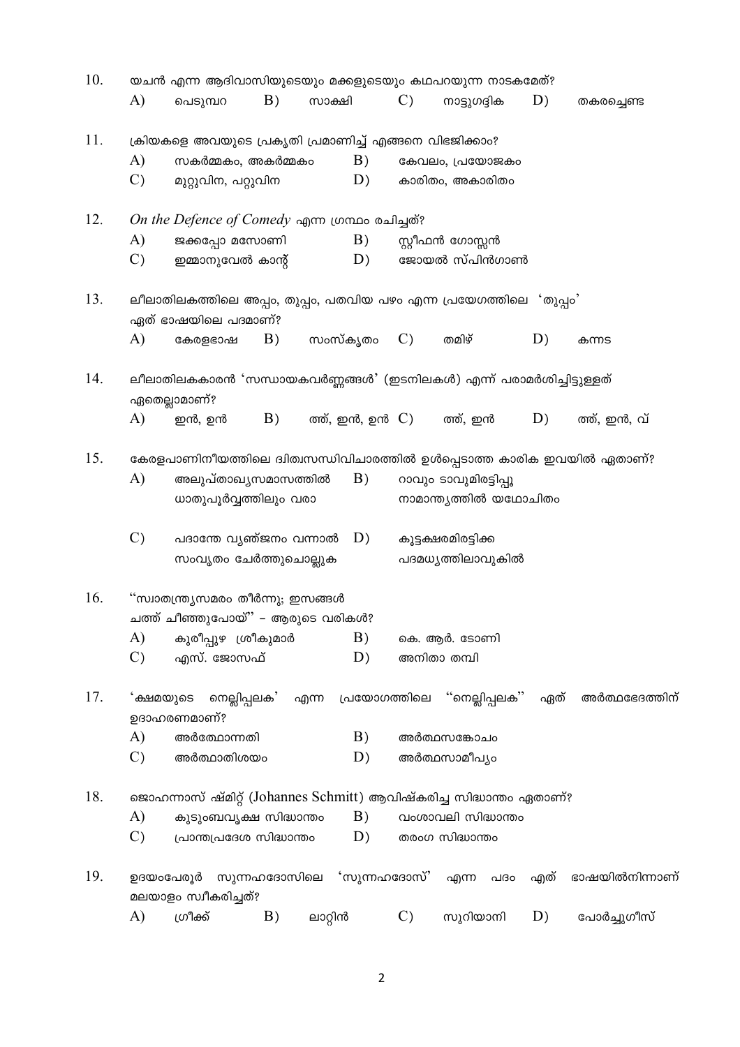10. യചൻ എന്ന ആദിവാസിയുടെയും മക്കളുടെയും കഥപറയുന്ന നാടകമേത്?

A) പെടുമ്പറ  B) സാക്ഷി  C) നാട്ടുഗദ്ദിക  D) തകരച്ചെണ്ട

11. ക്രിയകളെ അവയുടെ പ്രകൃതി പ്രമാണിച്ച് എങ്ങനെ വിഭജിക്കാം?

A) സകർമ്മകം, അകർമ്മകം  B) കേവലം, പ്രയോജകം

C) മുറ്റുവിന, പറ്റുവിന  D) കാരിതം, അകാരിതം

12. *On the Defence of Comedy* എന്ന ഗ്രന്ഥം രചിച്ചത്?

A) ജക്കപ്പോ മസോണി  B) സ്റ്റീഫൻ ഗോസ്സൻ

C) ഇമ്മാനുവേൽ കാന്റ്  D) ജോയൽ സ്പിൻഗാൺ

13. ലീലാതിലകത്തിലെ അപ്പം, തുപ്പം, പതവിയ പഴം എന്ന പ്രയോഗത്തിലെ 'തുപ്പം' ഏത് ഭാഷയിലെ പദമാണ്?

A) കേരളഭാഷ  B) സംസ്കൃതം  C) തമിഴ്  D) കന്നട

14. ലീലാതിലകകാരൻ 'സന്ധായകവർണ്ണങ്ങൾ' (ഇടനിലകൾ) എന്ന് പരാമർശിച്ചിട്ടുള്ളത് ഏതെല്ലാമാണ്?

A) ഇൻ, ഉൻ  B) ത്ത്, ഇൻ, ഉൻ  C) ത്ത്, ഇൻ  D) ത്ത്, ഇൻ, വ്

15. കേരളപാണിനീയത്തിലെ ദ്വിത്വസന്ധിവിചാരത്തിൽ ഉൾപ്പെടാത്ത കാരിക ഇവയിൽ ഏതാണ്?

A) അലുപ്താഖ്യസമാസത്തിൽ ധാതുപൂർവ്വത്തിലും വരാ

B) റാവും ടാവുമിരട്ടിപ്പൂ നാമാന്ത്യത്തിൽ യഥോചിതം

C) പദാന്തേ വ്യഞ്ജനം വന്നാൽ സംവൃതം ചേർത്തുചൊല്ലുക

D) കൂട്ടക്ഷരമിരട്ടിക്ക പദമധ്യത്തിലാവുകിൽ

16. "സ്വാതന്ത്ര്യസമരം തീർന്നു; ഇസങ്ങൾ
ചത്ത് ചീഞ്ഞുപോയ്" – ആരുടെ വരികൾ?

A) കുരീപ്പുഴ ശ്രീകുമാർ  B) കെ. ആർ. ടോണി

C) എസ്. ജോസഫ്  D) അനിതാ തമ്പി

17. 'ക്ഷമയുടെ നെല്ലിപ്പലക' എന്ന പ്രയോഗത്തിലെ "നെല്ലിപ്പലക" ഏത് അർത്ഥഭേദത്തിന് ഉദാഹരണമാണ്?

A) അർത്ഥോന്നതി  B) അർത്ഥസങ്കോചം

C) അർത്ഥാതിശയം  D) അർത്ഥസാമീപ്യം

18. ജൊഹന്നാസ് ഷ്മിറ്റ് (Johannes Schmitt) ആവിഷ്കരിച്ച സിദ്ധാന്തം ഏതാണ്?

A) കുടുംബവൃക്ഷ സിദ്ധാന്തം  B) വംശാവലി സിദ്ധാന്തം

C) പ്രാന്തപ്രദേശ സിദ്ധാന്തം  D) തരംഗ സിദ്ധാന്തം

19. ഉദയംപേരൂർ സുന്നഹദോസിലെ 'സുന്നഹദോസ്' എന്ന പദം എത് ഭാഷയിൽനിന്നാണ് മലയാളം സ്വീകരിച്ചത്?

A) ഗ്രീക്ക്  B) ലാറ്റിൻ  C) സുറിയാനി  D) പോർച്ചുഗീസ്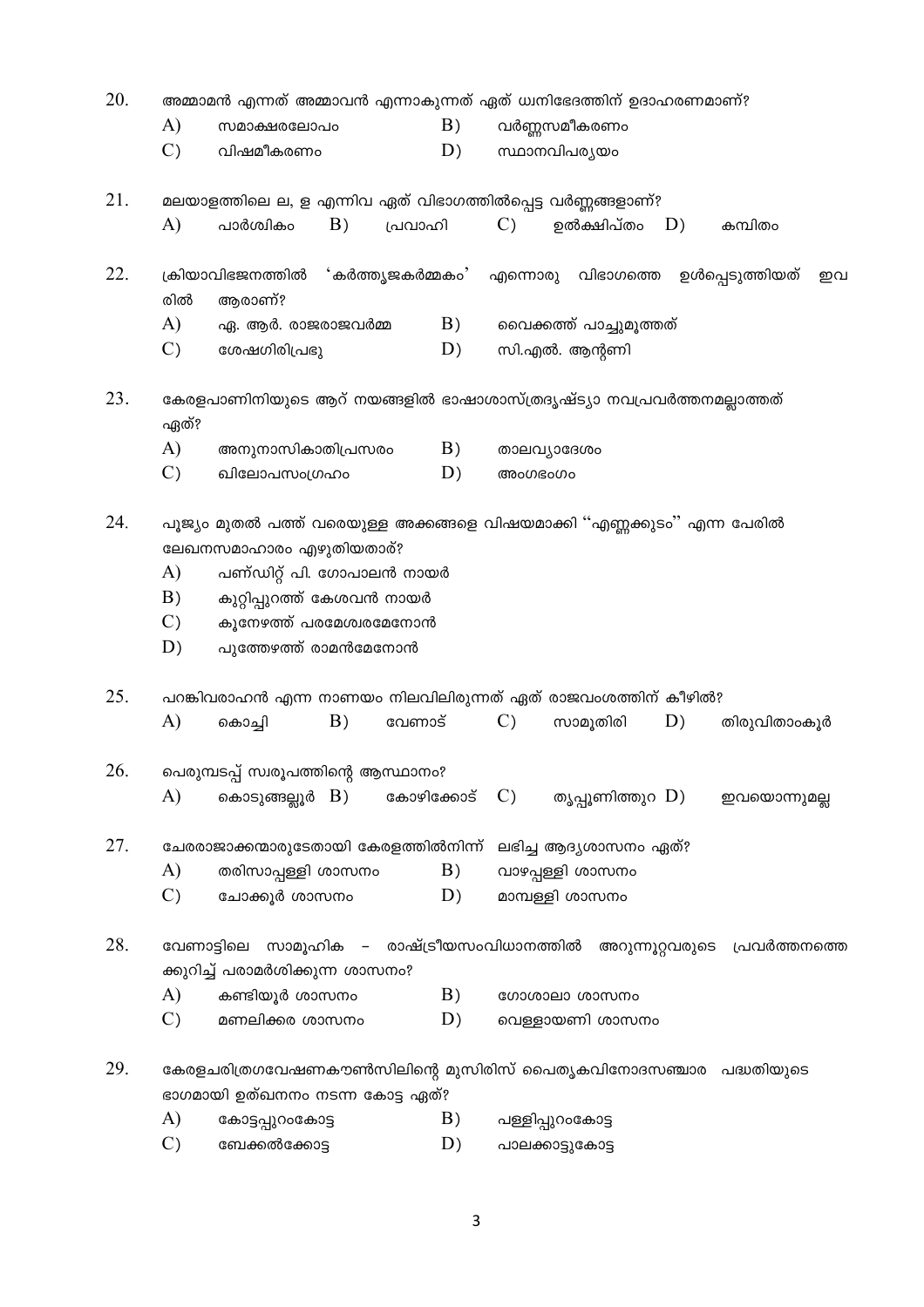20. അമ്മാമൻ എന്നത് അമ്മാവൻ എന്നാകുന്നത് ഏത് ധ്വനിഭേദത്തിന് ഉദാഹരണമാണ്?

A) സമാക്ഷരലോപം
B) വർണ്ണസമീകരണം
C) വിഷമീകരണം
D) സ്ഥാനവിപര്യയം

21. മലയാളത്തിലെ ല, ള എന്നിവ ഏത് വിഭാഗത്തിൽപ്പെട്ട വർണ്ണങ്ങളാണ്?

A) പാർശ്വികം
B) പ്രവാഹി
C) ഉൽക്ഷിപ്തം
D) കമ്പിതം

22. ക്രിയാവിഭജനത്തിൽ 'കർത്തൃജകർമ്മകം' എന്നൊരു വിഭാഗത്തെ ഉൾപ്പെടുത്തിയത് ഇവരിൽ ആരാണ്?

A) ഏ. ആർ. രാജരാജവർമ്മ
B) വൈക്കത്ത് പാച്ചുമൂത്തത്
C) ശേഷഗിരിപ്രഭു
D) സി.എൽ. ആന്റണി

23. കേരളപാണിനിയുടെ ആറ് നയങ്ങളിൽ ഭാഷാശാസ്ത്രദൃഷ്ട്യാ നവപ്രവർത്തനമല്ലാത്തത് ഏത്?

A) അനുനാസികാതിപ്രസരം
B) താലവ്യാദേശം
C) ഖിലോപസംഗ്രഹം
D) അംഗഭംഗം

24. പൂജ്യം മുതൽ പത്ത് വരെയുള്ള അക്കങ്ങളെ വിഷയമാക്കി "എണ്ണക്കുടം" എന്ന പേരിൽ ലേഖനസമാഹാരം എഴുതിയതാര്?

A) പണ്ഡിറ്റ് പി. ഗോപാലൻ നായർ
B) കുറ്റിപ്പുറത്ത് കേശവൻ നായർ
C) കൂനേഴത്ത് പരമേശ്വരമേനോൻ
D) പുത്തേഴത്ത് രാമൻമേനോൻ

25. പറങ്കിവരാഹൻ എന്ന നാണയം നിലവിലിരുന്നത് ഏത് രാജവംശത്തിന് കീഴിൽ?

A) കൊച്ചി
B) വേണാട്
C) സാമൂതിരി
D) തിരുവിതാംകൂർ

26. പെരുമ്പടപ്പ് സ്വരൂപത്തിന്റെ ആസ്ഥാനം?

A) കൊടുങ്ങല്ലൂർ
B) കോഴിക്കോട്
C) തൃപ്പൂണിത്തുറ
D) ഇവയൊന്നുമല്ല

27. ചേരരാജാക്കന്മാരുടേതായി കേരളത്തിൽനിന്ന് ലഭിച്ച ആദ്യശാസനം ഏത്?

A) തരിസാപ്പള്ളി ശാസനം
B) വാഴപ്പള്ളി ശാസനം
C) ചോക്കൂർ ശാസനം
D) മാമ്പള്ളി ശാസനം

28. വേണാട്ടിലെ സാമൂഹിക – രാഷ്ട്രീയസംവിധാനത്തിൽ അറുന്നൂറ്റവരുടെ പ്രവർത്തനത്തെക്കുറിച്ച് പരാമർശിക്കുന്ന ശാസനം?

A) കണ്ടിയൂർ ശാസനം
B) ഗോശാലാ ശാസനം
C) മണലിക്കര ശാസനം
D) വെള്ളായണി ശാസനം

29. കേരളചരിത്രഗവേഷണകൗൺസിലിന്റെ മുസിരിസ് പൈതൃകവിനോദസഞ്ചാര പദ്ധതിയുടെ ഭാഗമായി ഉത്ഖനനം നടന്ന കോട്ട ഏത്?

A) കോട്ടപ്പുറംകോട്ട
B) പള്ളിപ്പുറംകോട്ട
C) ബേക്കൽക്കോട്ട
D) പാലക്കാട്ടുകോട്ട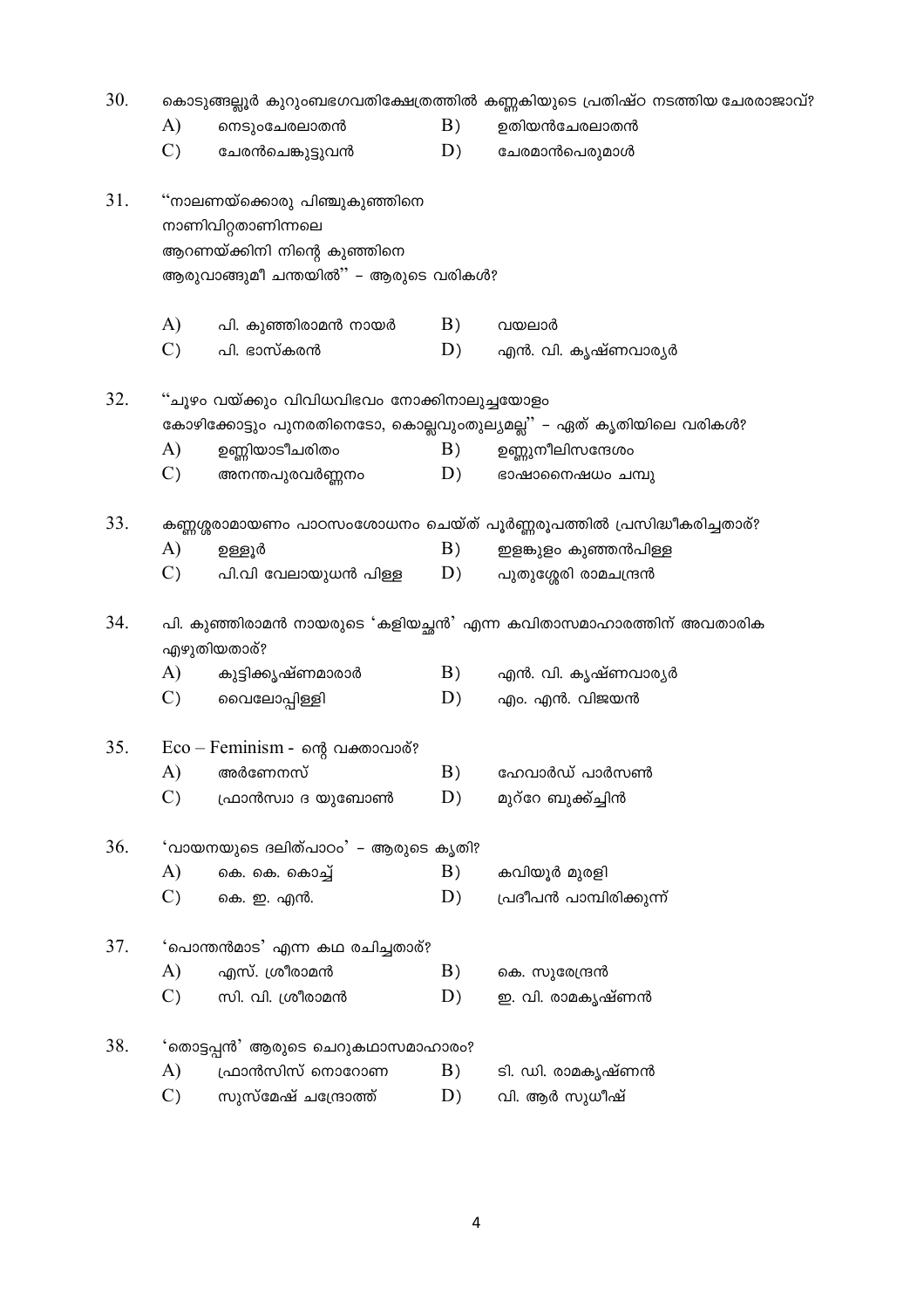30. കൊടുങ്ങല്ലൂർ കുറുംബഭഗവതിക്ഷേത്രത്തിൽ കണ്ണകിയുടെ പ്രതിഷ്ഠ നടത്തിയ ചേരരാജാവ്?

A) നെടുംചേരലാതൻ  
B) ഉതിയൻചേരലാതൻ  
C) ചേരൻചെങ്കുട്ടുവൻ  
D) ചേരമാൻപെരുമാൾ

31. "നാലണയ്ക്കൊരു പിഞ്ചുകുഞ്ഞിനെ  
നാണിവിറ്റതാണിന്നലെ  
ആറണയ്ക്കിനി നിന്റെ കുഞ്ഞിനെ  
ആരുവാങ്ങുമീ ചന്തയിൽ" – ആരുടെ വരികൾ?

A) പി. കുഞ്ഞിരാമൻ നായർ  
B) വയലാർ  
C) പി. ഭാസ്കരൻ  
D) എൻ. വി. കൃഷ്ണവാര്യർ

32. "ചൂഴം വയ്ക്കും വിവിധവിഭവം നോക്കിനാലുച്ചയോളം  
കോഴിക്കോട്ടും പുനരതിനെടോ, കൊല്ലവുംതുല്യമല്ല" – ഏത് കൃതിയിലെ വരികൾ?

A) ഉണ്ണിയാടീചരിതം  
B) ഉണ്ണുനീലിസന്ദേശം  
C) അനന്തപുരവർണ്ണനം  
D) ഭാഷാനൈഷധം ചമ്പു

33. കണ്ണശ്ശരാമായണം പാഠസംശോധനം ചെയ്ത് പൂർണ്ണരൂപത്തിൽ പ്രസിദ്ധീകരിച്ചതാര്?

A) ഉള്ളൂർ  
B) ഇളങ്കുളം കുഞ്ഞൻപിള്ള  
C) പി.വി വേലായുധൻ പിള്ള  
D) പുതുശ്ശേരി രാമചന്ദ്രൻ

34. പി. കുഞ്ഞിരാമൻ നായരുടെ 'കളിയച്ഛൻ' എന്ന കവിതാസമാഹാരത്തിന് അവതാരിക എഴുതിയതാര്?

A) കുട്ടിക്കൃഷ്ണമാരാർ  
B) എൻ. വി. കൃഷ്ണവാര്യർ  
C) വൈലോപ്പിള്ളി  
D) എം. എൻ. വിജയൻ

35. Eco – Feminism - ന്റെ വക്താവാര്?

A) അർണേനസ്  
B) ഹേവാർഡ് പാർസൺ  
C) ഫ്രാൻസ്വാ ദ യുബോൺ  
D) മുറ്റേ ബുക്ക്ച്ചിൻ

36. 'വായനയുടെ ദലിത്പാഠം' – ആരുടെ കൃതി?

A) കെ. കെ. കൊച്ച്  
B) കവിയൂർ മുരളി  
C) കെ. ഇ. എൻ.  
D) പ്രദീപൻ പാമ്പിരിക്കുന്ന്

37. 'പൊന്തൻമാട' എന്ന കഥ രചിച്ചതാര്?

A) എസ്. ശ്രീരാമൻ  
B) കെ. സുരേന്ദ്രൻ  
C) സി. വി. ശ്രീരാമൻ  
D) ഇ. വി. രാമകൃഷ്ണൻ

38. 'തൊട്ടപ്പൻ' ആരുടെ ചെറുകഥാസമാഹാരം?

A) ഫ്രാൻസിസ് നൊറോണ  
B) ടി. ഡി. രാമകൃഷ്ണൻ  
C) സുസ്മേഷ് ചന്ദ്രോത്ത്  
D) വി. ആർ സുധീഷ്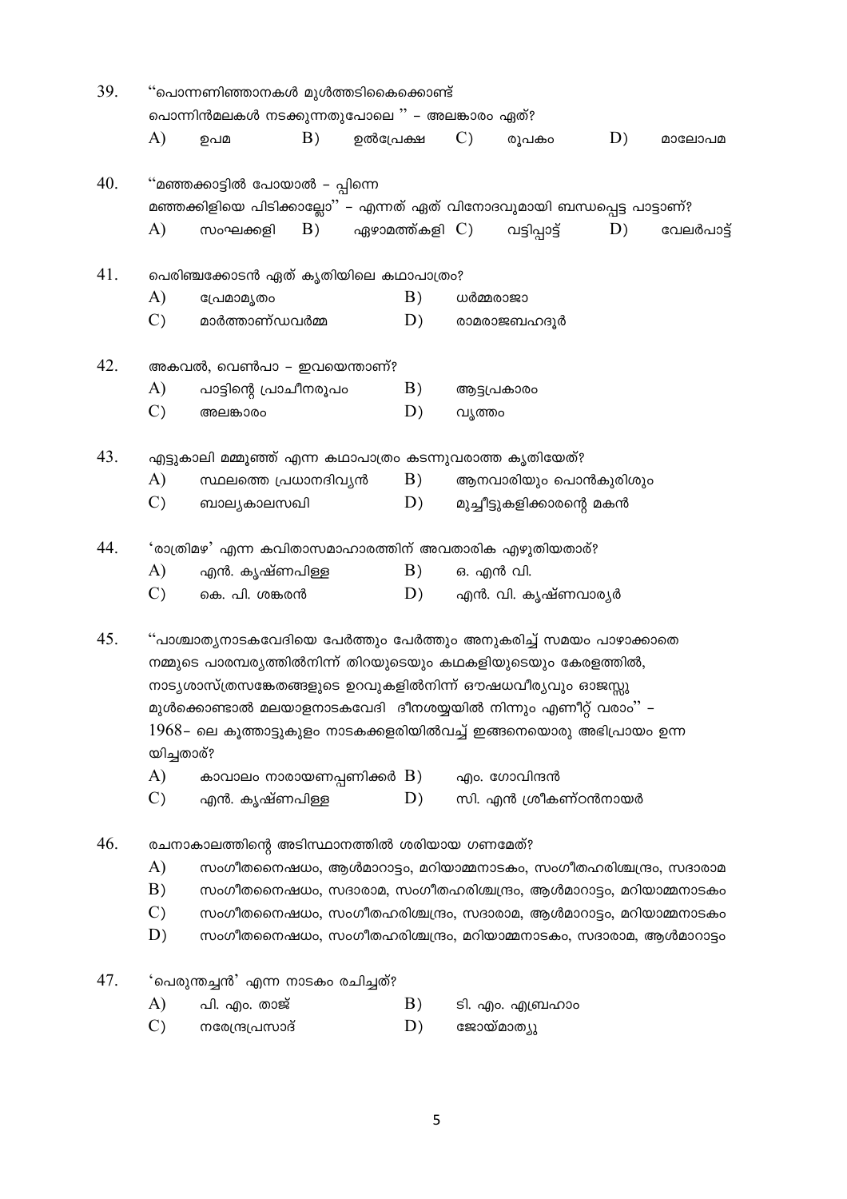39. "പൊന്നണിഞ്ഞാനകൾ മുൾത്തടികൈക്കൊണ്ട്
പൊന്നിൻമലകൾ നടക്കുന്നതുപോലെ " – അലങ്കാരം ഏത്?

A) ഉപമ B) ഉൽപ്രേക്ഷ C) രൂപകം D) മാലോപമ

40. "മഞ്ഞക്കാട്ടിൽ പോയാൽ – പ്പിന്നെ
മഞ്ഞക്കിളിയെ പിടിക്കാല്ലോ" – എന്നത് ഏത് വിനോദവുമായി ബന്ധപ്പെട്ട പാട്ടാണ്?

A) സംഘക്കളി B) ഏഴാമത്ത്കളി C) വട്ടിപ്പാട്ട് D) വേലർപാട്ട്

41. പെരിഞ്ചക്കോടൻ ഏത് കൃതിയിലെ കഥാപാത്രം?

A) പ്രേമാമൃതം B) ധർമ്മരാജാ
C) മാർത്താണ്ഡവർമ്മ D) രാമരാജബഹദൂർ

42. അകവൽ, വെൺപാ – ഇവയെന്താണ്?

A) പാട്ടിന്റെ പ്രാചീനരൂപം B) ആട്ടപ്രകാരം
C) അലങ്കാരം D) വൃത്തം

43. എട്ടുകാലി മമ്മൂഞ്ഞ് എന്ന കഥാപാത്രം കടന്നുവരാത്ത കൃതിയേത്?

A) സ്ഥലത്തെ പ്രധാനദിവ്യൻ B) ആനവാരിയും പൊൻകുരിശും
C) ബാല്യകാലസഖി D) മുച്ചീട്ടുകളിക്കാരന്റെ മകൻ

44. 'രാത്രിമഴ' എന്ന കവിതാസമാഹാരത്തിന് അവതാരിക എഴുതിയതാര്?

A) എൻ. കൃഷ്ണപിള്ള B) ഒ. എൻ വി.
C) കെ. പി. ശങ്കരൻ D) എൻ. വി. കൃഷ്ണവാര്യർ

45. "പാശ്ചാത്യനാടകവേദിയെ പേർത്തും പേർത്തും അനുകരിച്ച് സമയം പാഴാക്കാതെ നമ്മുടെ പാരമ്പര്യത്തിൽനിന്ന് തിറയുടെയും കഥകളിയുടെയും കേരളത്തിൽ, നാട്യശാസ്ത്രസങ്കേതങ്ങളുടെ ഉറവുകളിൽനിന്ന് ഔഷധവീര്യവും ഓജസ്സു മുൾക്കൊണ്ടാൽ മലയാളനാടകവേദി ദീനശയ്യയിൽ നിന്നും എണീറ്റ് വരാം" – 1968– ലെ കൂത്താട്ടുകുളം നാടകക്കളരിയിൽവച്ച് ഇങ്ങനെയൊരു അഭിപ്രായം ഉന്നയിച്ചതാര്?

A) കാവാലം നാരായണപ്പണിക്കർ B) എം. ഗോവിന്ദൻ
C) എൻ. കൃഷ്ണപിള്ള D) സി. എൻ ശ്രീകണ്ഠൻനായർ

46. രചനാകാലത്തിന്റെ അടിസ്ഥാനത്തിൽ ശരിയായ ഗണമേത്?

A) സംഗീതനൈഷധം, ആൾമാറാട്ടം, മറിയാമ്മനാടകം, സംഗീതഹരിശ്ചന്ദ്രം, സദാരാമ
B) സംഗീതനൈഷധം, സദാരാമ, സംഗീതഹരിശ്ചന്ദ്രം, ആൾമാറാട്ടം, മറിയാമ്മനാടകം
C) സംഗീതനൈഷധം, സംഗീതഹരിശ്ചന്ദ്രം, സദാരാമ, ആൾമാറാട്ടം, മറിയാമ്മനാടകം
D) സംഗീതനൈഷധം, സംഗീതഹരിശ്ചന്ദ്രം, മറിയാമ്മനാടകം, സദാരാമ, ആൾമാറാട്ടം

47. 'പെരുന്തച്ചൻ' എന്ന നാടകം രചിച്ചത്?

A) പി. എം. താജ് B) ടി. എം. എബ്രഹാം
C) നരേന്ദ്രപ്രസാദ് D) ജോയ്മാത്യു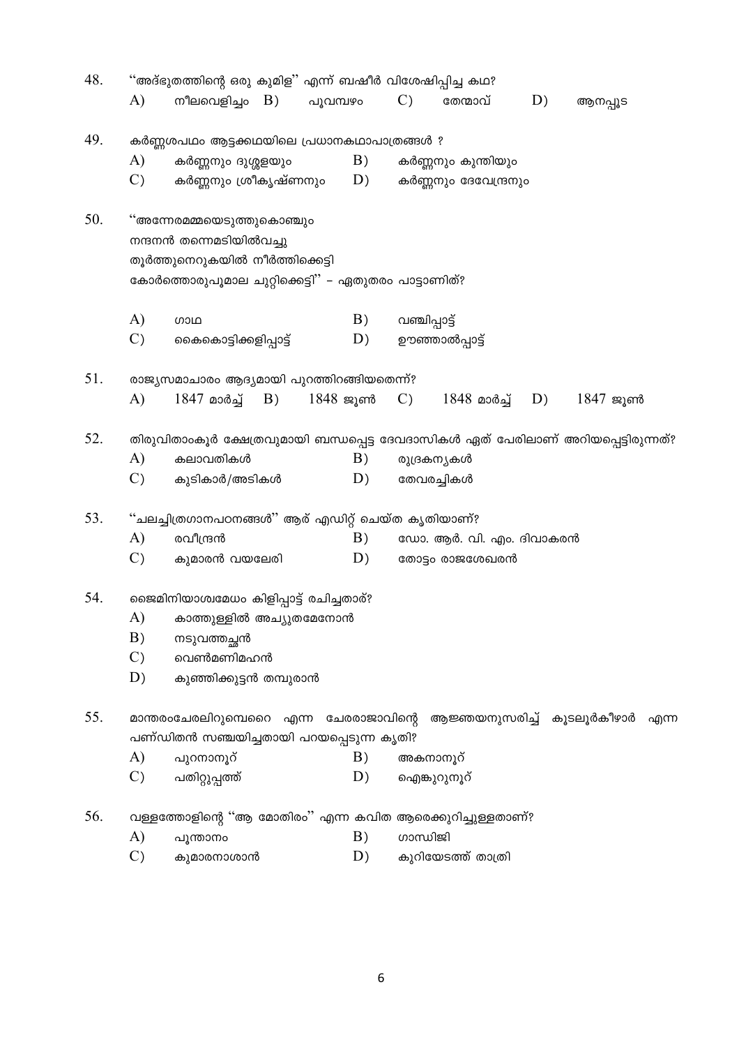48. "അദ്ഭുതത്തിന്റെ ഒരു കുമിള" എന്ന് ബഷീർ വിശേഷിപ്പിച്ച കഥ?

A) നീലവെളിച്ചം B) പൂവമ്പഴം C) തേന്മാവ് D) ആനപ്പൂട

49. കർണ്ണശപഥം ആട്ടക്കഥയിലെ പ്രധാനകഥാപാത്രങ്ങൾ ?

A) കർണ്ണനും ദുശ്ശളയും
B) കർണ്ണനും കുന്തിയും
C) കർണ്ണനും ശ്രീകൃഷ്ണനും
D) കർണ്ണനും ദേവേന്ദ്രനും

50. "അന്നേരമമ്മയെടുത്തുകൊഞ്ചും
നന്ദനൻ തന്നെമടിയിൽവച്ചു
തൂർത്തുനെറുകയിൽ നീർത്തിക്കെട്ടി
കോർത്തൊരുപൂമാല ചുറ്റിക്കെട്ടി" – ഏതുതരം പാട്ടാണിത്?

A) ഗാഥ
B) വഞ്ചിപ്പാട്ട്
C) കൈകൊട്ടിക്കളിപ്പാട്ട്
D) ഊഞ്ഞാൽപ്പാട്ട്

51. രാജ്യസമാചാരം ആദ്യമായി പുറത്തിറങ്ങിയതെന്ന്?

A) 1847 മാർച്ച് B) 1848 ജൂൺ C) 1848 മാർച്ച് D) 1847 ജൂൺ

52. തിരുവിതാംകൂർ ക്ഷേത്രവുമായി ബന്ധപ്പെട്ട ദേവദാസികൾ ഏത് പേരിലാണ് അറിയപ്പെട്ടിരുന്നത്?

A) കലാവതികൾ
B) രുദ്രകന്യകൾ
C) കുടികാർ/അടികൾ
D) തേവരച്ചികൾ

53. "ചലച്ചിത്രഗാനപഠനങ്ങൾ" ആര് എഡിറ്റ് ചെയ്ത കൃതിയാണ്?

A) രവീന്ദ്രൻ
B) ഡോ. ആർ. വി. എം. ദിവാകരൻ
C) കുമാരൻ വയലേരി
D) തോട്ടം രാജശേഖരൻ

54. ജൈമിനിയാശ്വമേധം കിളിപ്പാട്ട് രചിച്ചതാര്?

A) കാത്തുള്ളിൽ അച്യുതമേനോൻ
B) നടുവത്തച്ഛൻ
C) വെൺമണിമഹൻ
D) കുഞ്ഞിക്കുട്ടൻ തമ്പുരാൻ

55. മാന്തരംചേരലിരുമ്പൊറൈ എന്ന ചേരരാജാവിന്റെ ആജ്ഞയനുസരിച്ച് കൂടലൂർകീഴാർ എന്ന പണ്ഡിതൻ സഞ്ചയിച്ചതായി പറയപ്പെടുന്ന കൃതി?

A) പുറനാനൂറ്
B) അകനാനൂറ്
C) പതിറ്റുപ്പത്ത്
D) ഐങ്കുറുനൂറ്

56. വള്ളത്തോളിന്റെ "ആ മോതിരം" എന്ന കവിത ആരെക്കുറിച്ചുള്ളതാണ്?

A) പൂന്താനം
B) ഗാന്ധിജി
C) കുമാരനാശാൻ
D) കുറിയേടത്ത് താത്രി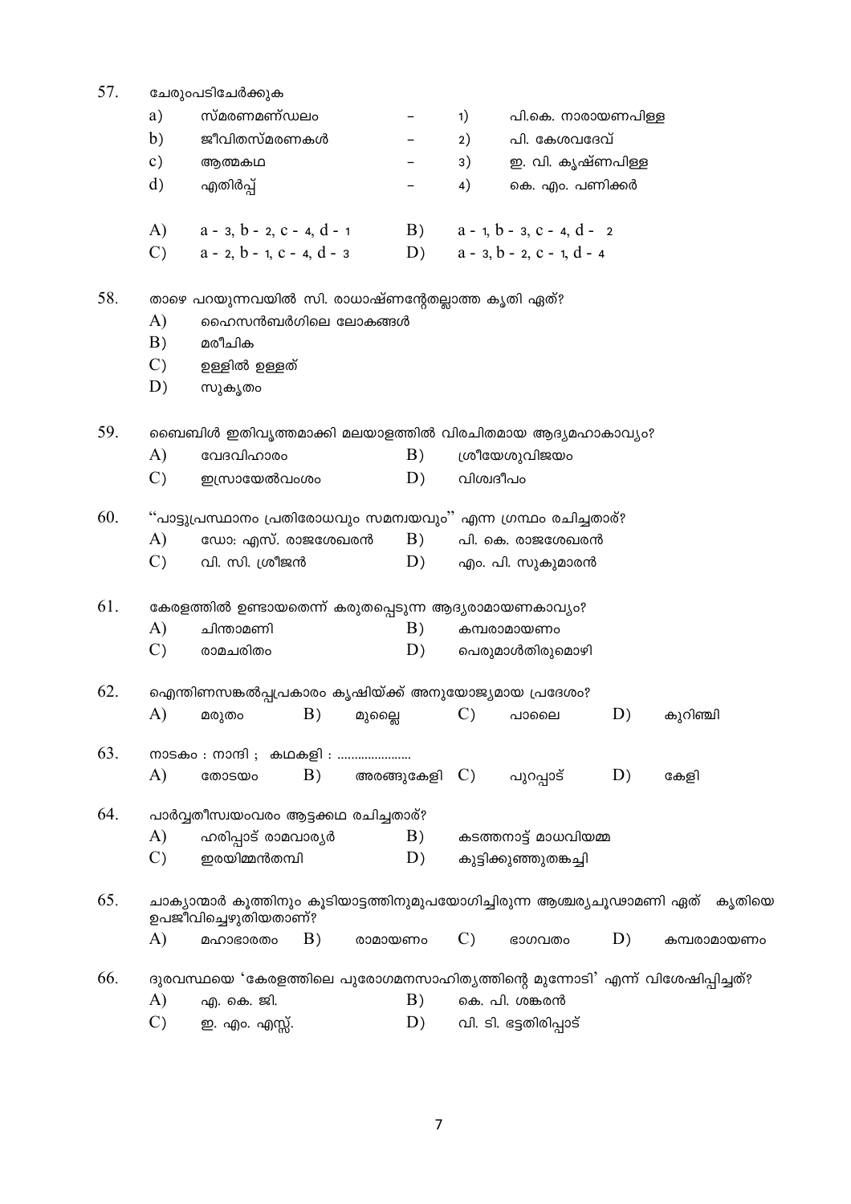57. ചേരുംപടിചേർക്കുക

| | | | | |
|---|---|---|---|---|
| a) | സ്മരണമണ്ഡലം | – | 1) | പി.കെ. നാരായണപിള്ള |
| b) | ജീവിതസ്മരണകൾ | – | 2) | പി. കേശവദേവ് |
| c) | ആത്മകഥ | – | 3) | ഇ. വി. കൃഷ്ണപിള്ള |
| d) | എതിർപ്പ് | – | 4) | കെ. എം. പണിക്കർ |

A) a - 3, b - 2, c - 4, d - 1　　B) a - 1, b - 3, c - 4, d - 2
C) a - 2, b - 1, c - 4, d - 3　　D) a - 3, b - 2, c - 1, d - 4

58. താഴെ പറയുന്നവയിൽ സി. രാധാഷ്ണന്റേതല്ലാത്ത കൃതി ഏത്?
A) ഹൈസൻബർഗിലെ ലോകങ്ങൾ
B) മരീചിക
C) ഉള്ളിൽ ഉള്ളത്
D) സുകൃതം

59. ബൈബിൾ ഇതിവൃത്തമാക്കി മലയാളത്തിൽ വിരചിതമായ ആദ്യമഹാകാവ്യം?
A) വേദവിഹാരം　　B) ശ്രീയേശുവിജയം
C) ഇസ്രായേൽവംശം　　D) വിശ്വദീപം

60. ''പാട്ടുപ്രസ്ഥാനം പ്രതിരോധവും സമന്വയവും'' എന്ന ഗ്രന്ഥം രചിച്ചതാര്?
A) ഡോ: എസ്. രാജശേഖരൻ　　B) പി. കെ. രാജശേഖരൻ
C) വി. സി. ശ്രീജൻ　　D) എം. പി. സുകുമാരൻ

61. കേരളത്തിൽ ഉണ്ടായതെന്ന് കരുതപ്പെടുന്ന ആദ്യരാമായണകാവ്യം?
A) ചിന്താമണി　　B) കമ്പരാമായണം
C) രാമചരിതം　　D) പെരുമാൾതിരുമൊഴി

62. ഐന്തിണസങ്കൽപ്പപ്രകാരം കൃഷിയ്ക്ക് അനുയോജ്യമായ പ്രദേശം?
A) മരുതം　　B) മുല്ലൈ　　C) പാലൈ　　D) കുറിഞ്ചി

63. നാടകം : നാന്ദി ; കഥകളി : ......................
A) തോടയം　　B) അരങ്ങുകേളി　　C) പുറപ്പാട്　　D) കേളി

64. പാർവ്വതീസ്വയംവരം ആട്ടക്കഥ രചിച്ചതാര്?
A) ഹരിപ്പാട് രാമവാര്യർ　　B) കടത്തനാട്ട് മാധവിയമ്മ
C) ഇരയിമ്മൻതമ്പി　　D) കുട്ടിക്കുഞ്ഞുതങ്കച്ചി

65. ചാക്യാന്മാർ കൂത്തിനും കൂടിയാട്ടത്തിനുമുപയോഗിച്ചിരുന്ന ആശ്ചര്യചൂഢാമണി ഏത് കൃതിയെ ഉപജീവിച്ചെഴുതിയതാണ്?
A) മഹാഭാരതം　　B) രാമായണം　　C) ഭാഗവതം　　D) കമ്പരാമായണം

66. ദുരവസ്ഥയെ 'കേരളത്തിലെ പുരോഗമനസാഹിത്യത്തിന്റെ മുന്നോടി' എന്ന് വിശേഷിപ്പിച്ചത്?
A) എ. കെ. ജി.　　B) കെ. പി. ശങ്കരൻ
C) ഇ. എം. എസ്സ്.　　D) വി. ടി. ഭട്ടതിരിപ്പാട്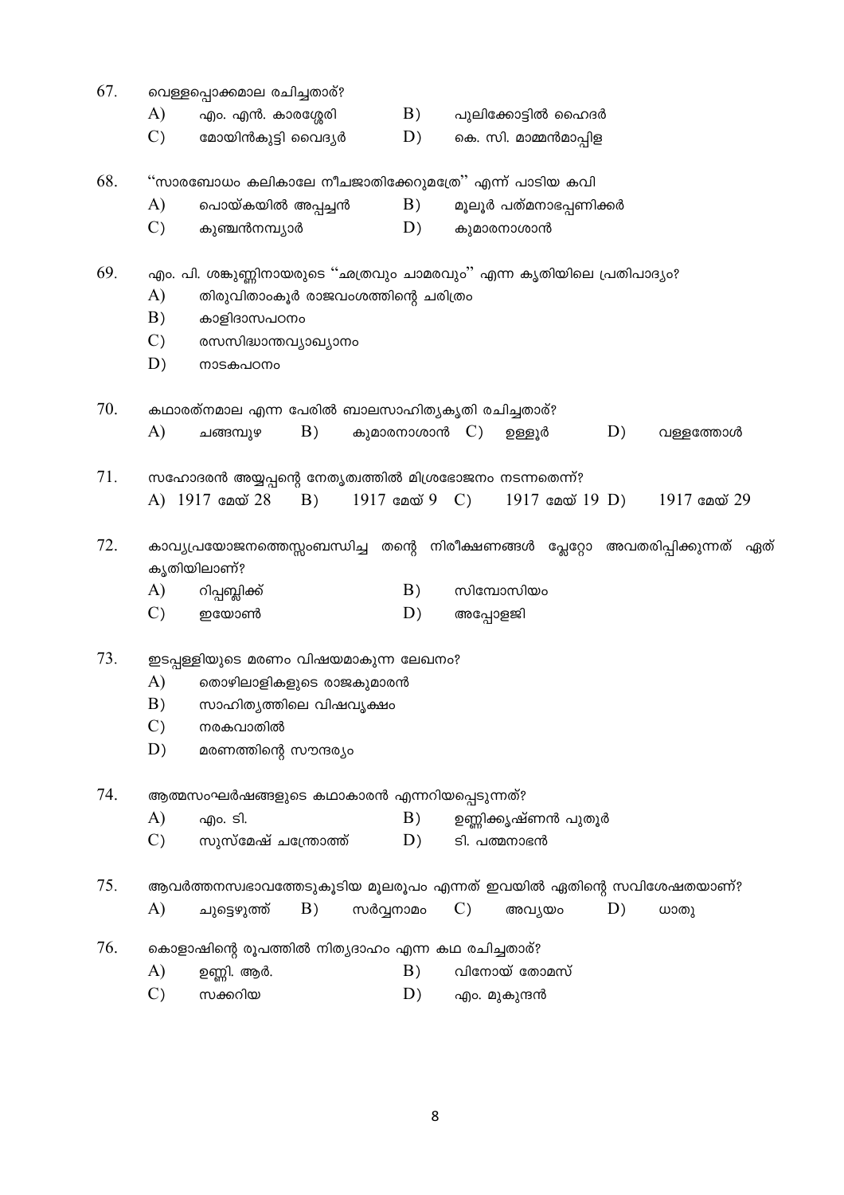67. വെള്ളപ്പൊക്കമാല രചിച്ചതാര്?

A) എം. എൻ. കാരശ്ശേരി
B) പുലിക്കോട്ടിൽ ഹൈദർ
C) മോയിൻകുട്ടി വൈദ്യർ
D) കെ. സി. മാമ്മൻമാപ്പിള

68. "സാരബോധം കലികാലേ നീചജാതിക്കേറുമത്രേ" എന്ന് പാടിയ കവി

A) പൊയ്കയിൽ അപ്പച്ചൻ
B) മൂലൂർ പത്മനാഭപ്പണിക്കർ
C) കുഞ്ചൻനമ്പ്യാർ
D) കുമാരനാശാൻ

69. എം. പി. ശങ്കുണ്ണിനായരുടെ "ഛത്രവും ചാമരവും" എന്ന കൃതിയിലെ പ്രതിപാദ്യം?

A) തിരുവിതാംകൂർ രാജവംശത്തിന്റെ ചരിത്രം
B) കാളിദാസപഠനം
C) രസസിദ്ധാന്തവ്യാഖ്യാനം
D) നാടകപഠനം

70. കഥാരത്നമാല എന്ന പേരിൽ ബാലസാഹിത്യകൃതി രചിച്ചതാര്?

A) ചങ്ങമ്പുഴ
B) കുമാരനാശാൻ
C) ഉള്ളൂർ
D) വള്ളത്തോൾ

71. സഹോദരൻ അയ്യപ്പന്റെ നേതൃത്വത്തിൽ മിശ്രഭോജനം നടന്നതെന്ന്?

A) 1917 മേയ് 28
B) 1917 മേയ് 9
C) 1917 മേയ് 19
D) 1917 മേയ് 29

72. കാവ്യപ്രയോജനത്തെസ്സംബന്ധിച്ച തന്റെ നിരീക്ഷണങ്ങൾ പ്ലേറ്റോ അവതരിപ്പിക്കുന്നത് ഏത് കൃതിയിലാണ്?

A) റിപ്പബ്ലിക്ക്
B) സിമ്പോസിയം
C) ഇയോൺ
D) അപ്പോളജി

73. ഇടപ്പള്ളിയുടെ മരണം വിഷയമാകുന്ന ലേഖനം?

A) തൊഴിലാളികളുടെ രാജകുമാരൻ
B) സാഹിത്യത്തിലെ വിഷവൃക്ഷം
C) നരകവാതിൽ
D) മരണത്തിന്റെ സൗന്ദര്യം

74. ആത്മസംഘർഷങ്ങളുടെ കഥാകാരൻ എന്നറിയപ്പെടുന്നത്?

A) എം. ടി.
B) ഉണ്ണിക്കൃഷ്ണൻ പുതൂർ
C) സുസ്മേഷ് ചന്ത്രോത്ത്
D) ടി. പത്മനാഭൻ

75. ആവർത്തനസ്വഭാവത്തോടുകൂടിയ മൂലരൂപം എന്നത് ഇവയിൽ ഏതിന്റെ സവിശേഷതയാണ്?

A) ചുട്ടെഴുത്ത്
B) സർവ്വനാമം
C) അവ്യയം
D) ധാതു

76. കൊളാഷിന്റെ രൂപത്തിൽ നിത്യദാഹം എന്ന കഥ രചിച്ചതാര്?

A) ഉണ്ണി. ആർ.
B) വിനോയ് തോമസ്
C) സക്കറിയ
D) എം. മുകുന്ദൻ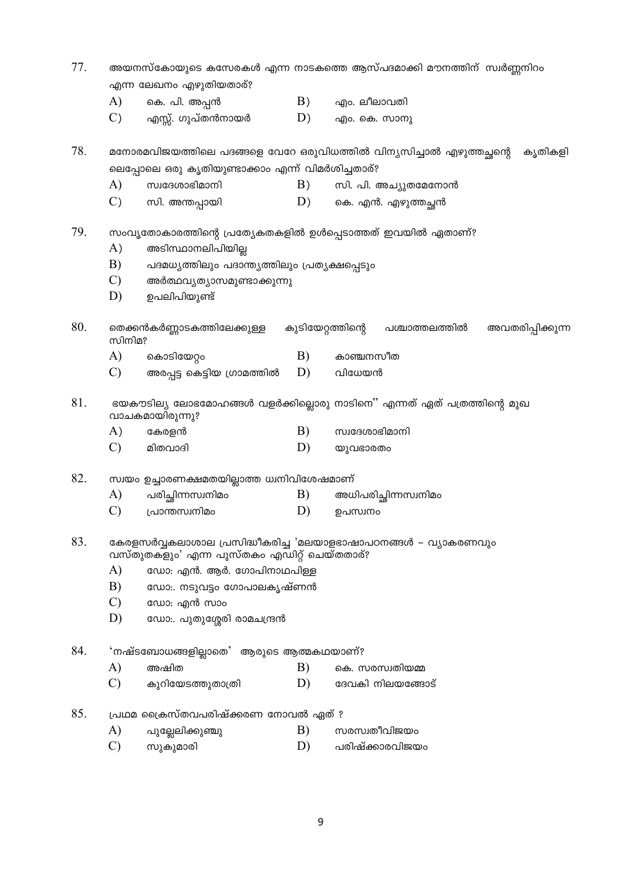77. അയനസ്കോയുടെ കസേരകൾ എന്ന നാടകത്തെ ആസ്പദമാക്കി മൗനത്തിന് സ്വർണ്ണനിറം എന്ന ലേഖനം എഴുതിയതാര്?

A) കെ. പി. അപ്പൻ
B) എം. ലീലാവതി
C) എസ്സ്. ഗുപ്തൻനായർ
D) എം. കെ. സാനു

78. മനോരമവിജയത്തിലെ പദങ്ങളെ വേറേ ഒരുവിധത്തിൽ വിന്യസിച്ചാൽ എഴുത്തച്ഛന്റെ കൃതികളിലെപ്പോലെ ഒരു കൃതിയുണ്ടാക്കാം എന്ന് വിമർശിച്ചതാര്?

A) സ്വദേശാഭിമാനി
B) സി. പി. അച്യുതമേനോൻ
C) സി. അന്തപ്പായി
D) കെ. എൻ. എഴുത്തച്ഛൻ

79. സംവൃതോകാരത്തിന്റെ പ്രത്യേകതകളിൽ ഉൾപ്പെടാത്തത് ഇവയിൽ ഏതാണ്?

A) അടിസ്ഥാനലിപിയില്ല
B) പദമധ്യത്തിലും പദാന്ത്യത്തിലും പ്രത്യക്ഷപ്പെടും
C) അർത്ഥവ്യത്യാസമുണ്ടാക്കുന്നു
D) ഉപലിപിയുണ്ട്

80. തെക്കൻകർണ്ണാടകത്തിലേക്കുള്ള കുടിയേറ്റത്തിന്റെ പശ്ചാത്തലത്തിൽ അവതരിപ്പിക്കുന്ന സിനിമ?

A) കൊടിയേറ്റം
B) കാഞ്ചനസീത
C) അരപ്പട്ട കെട്ടിയ ഗ്രാമത്തിൽ
D) വിധേയൻ

81. ഭയകൗടില്യ ലോഭമോഹങ്ങൾ വളർക്കില്ലൊരു നാടിനെ" എന്നത് ഏത് പത്രത്തിന്റെ മുഖവാചകമായിരുന്നു?

A) കേരളൻ
B) സ്വദേശാഭിമാനി
C) മിതവാദി
D) യുവഭാരതം

82. സ്വയം ഉച്ചാരണക്ഷമതയില്ലാത്ത ധ്വനിവിശേഷമാണ്

A) പരിച്ഛിന്നസ്വനിമം
B) അധിപരിച്ഛിന്നസ്വനിമം
C) പ്രാന്തസ്വനിമം
D) ഉപസ്വനം

83. കേരളസർവ്വകലാശാല പ്രസിദ്ധീകരിച്ച 'മലയാളഭാഷാപഠനങ്ങൾ – വ്യാകരണവും വസ്തുതകളും' എന്ന പുസ്തകം എഡിറ്റ് ചെയ്തതാര്?

A) ഡോ: എൻ. ആർ. ഗോപിനാഥപിള്ള
B) ഡോ:. നടുവട്ടം ഗോപാലകൃഷ്ണൻ
C) ഡോ: എൻ സാം
D) ഡോ:. പുതുശ്ശേരി രാമചന്ദ്രൻ

84. 'നഷ്ടബോധങ്ങളില്ലാതെ' ആരുടെ ആത്മകഥയാണ്?

A) അഷിത
B) കെ. സരസ്വതിയമ്മ
C) കുറിയേടത്തുതാത്രി
D) ദേവകി നിലയങ്ങോട്

85. പ്രഥമ ക്രൈസ്തവപരിഷ്ക്കരണ നോവൽ ഏത് ?

A) പുല്ലേലിക്കുഞ്ചു
B) സരസ്വതീവിജയം
C) സുകുമാരി
D) പരിഷ്ക്കാരവിജയം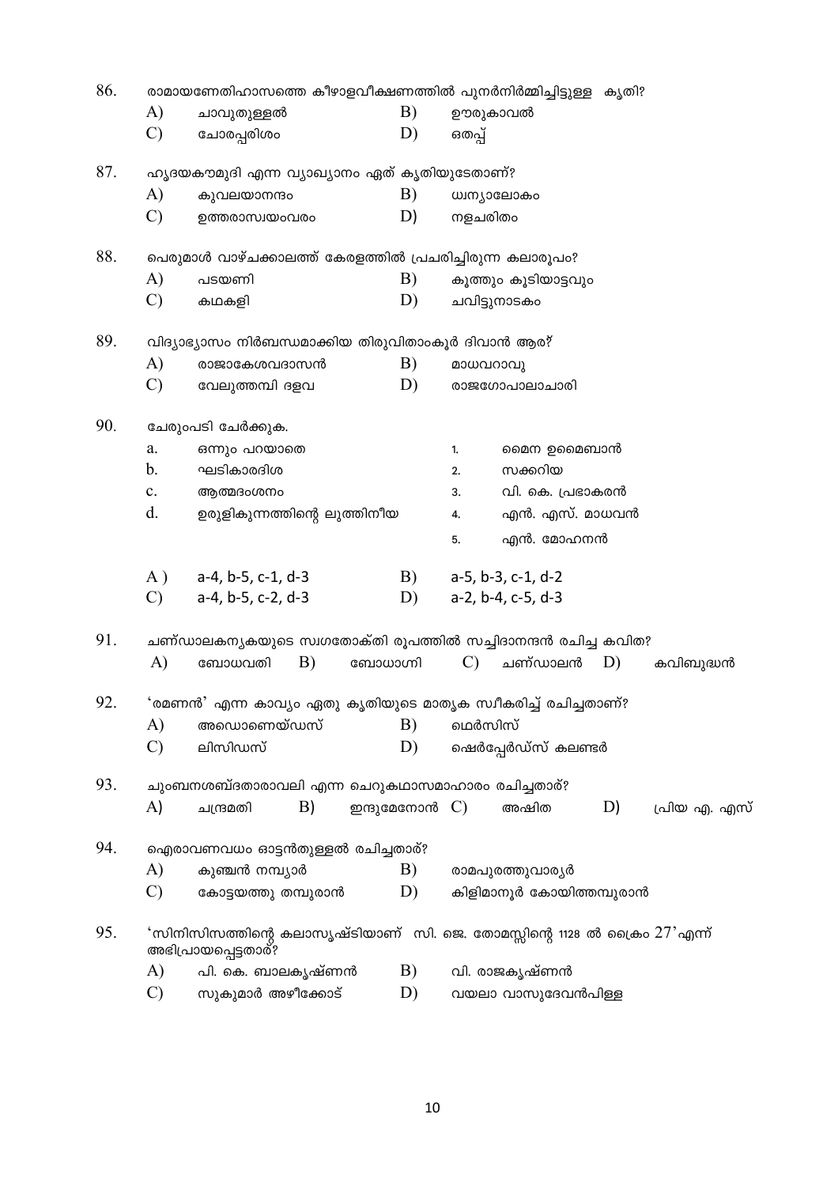86. രാമായണേതിഹാസത്തെ കീഴാളവീക്ഷണത്തിൽ പുനർനിർമ്മിച്ചിട്ടുള്ള കൃതി?

A) ചാവുതുള്ളൽ  
B) ഊരുകാവൽ  
C) ചോരപ്പരിശം  
D) ഒതപ്പ്

87. ഹൃദയകൗമുദി എന്ന വ്യാഖ്യാനം ഏത് കൃതിയുടേതാണ്?

A) കുവലയാനന്ദം  
B) ധ്വന്യാലോകം  
C) ഉത്തരാസ്വയംവരം  
D) നളചരിതം

88. പെരുമാൾ വാഴ്ചക്കാലത്ത് കേരളത്തിൽ പ്രചരിച്ചിരുന്ന കലാരൂപം?

A) പടയണി  
B) കൂത്തും കൂടിയാട്ടവും  
C) കഥകളി  
D) ചവിട്ടുനാടകം

89. വിദ്യാഭ്യാസം നിർബന്ധമാക്കിയ തിരുവിതാംകൂർ ദിവാൻ ആര്?

A) രാജാകേശവദാസൻ  
B) മാധവറാവു  
C) വേലുത്തമ്പി ദളവ  
D) രാജഗോപാലാചാരി

90. ചേരുംപടി ചേർക്കുക.

| | | | |
|---|---|---|---|
| a. | ഒന്നും പറയാതെ | 1. | മൈന ഉമൈബാൻ |
| b. | ഘടികാരദിശ | 2. | സക്കറിയ |
| c. | ആത്മദംശനം | 3. | വി. കെ. പ്രഭാകരൻ |
| d. | ഉരുളികുന്നത്തിന്റെ ലുത്തിനീയ | 4. | എൻ. എസ്. മാധവൻ |
| | | 5. | എൻ. മോഹനൻ |

A) a-4, b-5, c-1, d-3  
B) a-5, b-3, c-1, d-2  
C) a-4, b-5, c-2, d-3  
D) a-2, b-4, c-5, d-3

91. ചണ്ഡാലകന്യകയുടെ സ്വഗതോക്തി രൂപത്തിൽ സച്ചിദാനന്ദൻ രചിച്ച കവിത?

A) ബോധവതി  
B) ബോധാഗ്നി  
C) ചണ്ഡാലൻ  
D) കവിബുദ്ധൻ

92. 'രമണൻ' എന്ന കാവ്യം ഏതു കൃതിയുടെ മാതൃക സ്വീകരിച്ച് രചിച്ചതാണ്?

A) അഡൊണൈയ്ഡസ്  
B) ഥെർസിസ്  
C) ലിസിഡസ്  
D) ഷെർപ്പേർഡ്സ് കലണ്ടർ

93. ചുംബനശബ്ദതാരാവലി എന്ന ചെറുകഥാസമാഹാരം രചിച്ചതാര്?

A) ചന്ദ്രമതി  
B) ഇന്ദുമേനോൻ  
C) അഷിത  
D) പ്രിയ എ. എസ്

94. ഐരാവണവധം ഓട്ടൻതുള്ളൽ രചിച്ചതാര്?

A) കുഞ്ചൻ നമ്പ്യാർ  
B) രാമപുരത്തുവാര്യർ  
C) കോട്ടയത്തു തമ്പുരാൻ  
D) കിളിമാനൂർ കോയിത്തമ്പുരാൻ

95. 'സിനിസിസത്തിന്റെ കലാസൃഷ്ടിയാണ് സി. ജെ. തോമസ്സിന്റെ 1128 ൽ ക്രൈം 27' എന്ന് അഭിപ്രായപ്പെട്ടതാര്?

A) പി. കെ. ബാലകൃഷ്ണൻ  
B) വി. രാജകൃഷ്ണൻ  
C) സുകുമാർ അഴീക്കോട്  
D) വയലാ വാസുദേവൻപിള്ള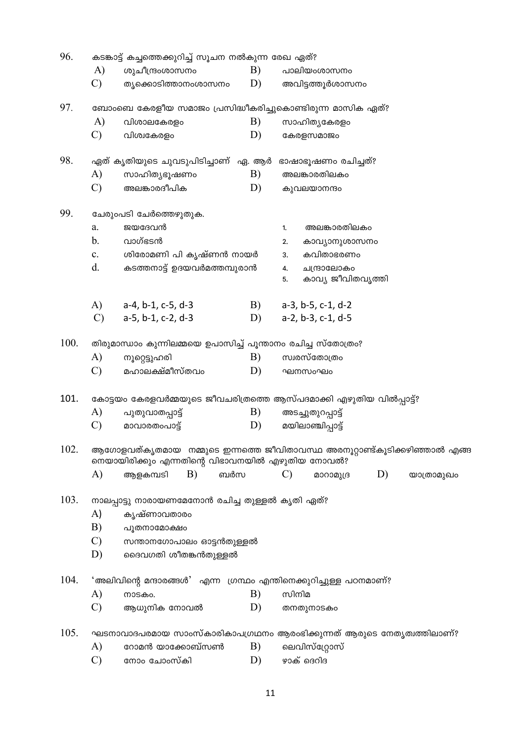96. കടങ്കാട്ട് കച്ചത്തെക്കുറിച്ച് സൂചന നൽകുന്ന രേഖ ഏത്?

A) ശുചീന്ദ്രംശാസനം  B) പാലിയംശാസനം
C) തൃക്കൊടിത്താനംശാസനം  D) അവിട്ടത്തൂർശാസനം

97. ബോംബെ കേരളീയ സമാജം പ്രസിദ്ധീകരിച്ചുകൊണ്ടിരുന്ന മാസിക ഏത്?

A) വിശാലകേരളം  B) സാഹിത്യകേരളം
C) വിശ്വകേരളം  D) കേരളസമാജം

98. ഏത് കൃതിയുടെ ചുവടുപിടിച്ചാണ് ഏ. ആർ ഭാഷാഭൂഷണം രചിച്ചത്?

A) സാഹിത്യഭൂഷണം  B) അലങ്കാരതിലകം
C) അലങ്കാരദീപിക  D) കുവലയാനന്ദം

99. ചേരുംപടി ചേർത്തെഴുതുക.

a. ജയദേവൻ  1. അലങ്കാരതിലകം
b. വാഗ്ഭടൻ  2. കാവ്യാനുശാസനം
c. ശിരോമണി പി കൃഷ്ണൻ നായർ  3. കവിതാഭരണം
d. കടത്തനാട്ട് ഉദയവർമത്തമ്പുരാൻ  4. ചന്ദ്രാലോകം
  5. കാവ്യ ജീവിതവൃത്തി

A) a-4, b-1, c-5, d-3  B) a-3, b-5, c-1, d-2
C) a-5, b-1, c-2, d-3  D) a-2, b-3, c-1, d-5

100. തിരുമാന്ധാം കുന്നിലമ്മയെ ഉപാസിച്ച് പൂന്താനം രചിച്ച സ്തോത്രം?

A) നൂറ്റെട്ടുഹരി  B) സ്വരസ്തോത്രം
C) മഹാലക്ഷ്മീസ്തവം  D) ഘനസംഘം

101. കോട്ടയം കേരളവർമ്മയുടെ ജീവചരിത്രത്തെ ആസ്പദമാക്കി എഴുതിയ വിൽപ്പാട്ട്?

A) പുതുവാതപ്പാട്ട്  B) അടച്ചുതുറപ്പാട്ട്
C) മാവാരതംപാട്ട്  D) മയിലാഞ്ചിപ്പാട്ട്

102. ആഗോളവത്കൃതമായ നമ്മുടെ ഇന്നത്തെ ജീവിതാവസ്ഥ അരനൂറ്റാണ്ട്കൂടിക്കഴിഞ്ഞാൽ എങ്ങനെയായിരിക്കും എന്നതിന്റെ വിഭാവനയിൽ എഴുതിയ നോവൽ?

A) ആളകമ്പടി  B) ബർസ  C) മാറാമുദ്ര  D) യാത്രാമുഖം

103. നാലപ്പാട്ടു നാരായണമേനോൻ രചിച്ച തുള്ളൽ കൃതി ഏത്?

A) കൃഷ്ണാവതാരം
B) പൂതനാമോക്ഷം
C) സന്താനഗോപാലം ഓട്ടൻതുള്ളൽ
D) ദൈവഗതി ശീതങ്കൻതുള്ളൽ

104. 'അലിവിന്റെ മന്ദാരങ്ങൾ' എന്ന ഗ്രന്ഥം എന്തിനെക്കുറിച്ചുള്ള പഠനമാണ്?

A) നാടകം.  B) സിനിമ
C) ആധുനിക നോവൽ  D) തനതുനാടകം

105. ഘടനാവാദപരമായ സാംസ്കാരികാപഗ്രഥനം ആരംഭിക്കുന്നത് ആരുടെ നേതൃത്വത്തിലാണ്?

A) റോമൻ യാക്കോബ്സൺ  B) ലെവിസ്ട്രോസ്
C) നോം ചോംസ്കി  D) ഴാക് ദെറിദ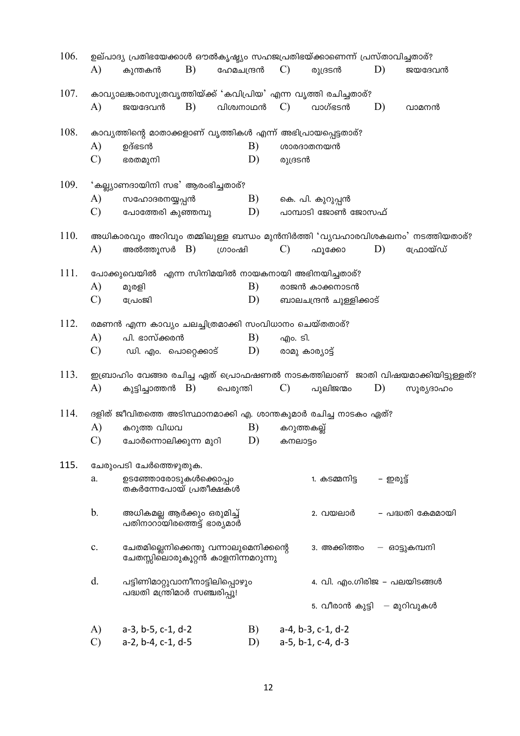106. ഉല്പാദ്യ പ്രതിഭയേക്കാൾ ഔൽകൃഷ്ട്യം സഹജപ്രതിഭയ്ക്കാണെന്ന് പ്രസ്താവിച്ചതാര്?

A) കുന്തകൻ B) ഹേമചന്ദ്രൻ C) രുദ്രടൻ D) ജയദേവൻ

107. കാവ്യാലങ്കാരസൂത്രവൃത്തിയ്ക്ക് 'കവിപ്രിയ' എന്ന വൃത്തി രചിച്ചതാര്?

A) ജയദേവൻ B) വിശ്വനാഥൻ C) വാഗ്ഭടൻ D) വാമനൻ

108. കാവ്യത്തിന്റെ മാതാക്കളാണ് വൃത്തികൾ എന്ന് അഭിപ്രായപ്പെട്ടതാര്?

A) ഉദ്ഭടൻ B) ശാരദാതനയൻ
C) ഭരതമുനി D) രുദ്രടൻ

109. 'കല്ല്യാണദായിനി സഭ' ആരംഭിച്ചതാര്?

A) സഹോദരനയ്യപ്പൻ B) കെ. പി. കുറുപ്പൻ
C) പോത്തേരി കുഞ്ഞമ്പു D) പാമ്പാടി ജോൺ ജോസഫ്

110. അധികാരവും അറിവും തമ്മിലുള്ള ബന്ധം മുൻനിർത്തി 'വ്യവഹാരവിശകലനം' നടത്തിയതാര്?

A) അൽത്തൂസർ B) ഗ്രാംഷി C) ഫൂക്കോ D) ഫ്രോയ്ഡ്

111. പോക്കുവെയിൽ എന്ന സിനിമയിൽ നായകനായി അഭിനയിച്ചതാര്?

A) മുരളി B) രാജൻ കാക്കനാടൻ
C) പ്രേംജി D) ബാലചന്ദ്രൻ ചുള്ളിക്കാട്

112. രമണൻ എന്ന കാവ്യം ചലച്ചിത്രമാക്കി സംവിധാനം ചെയ്തതാര്?

A) പി. ഭാസ്ക്കരൻ B) എം. ടി.
C) ഡി. എം. പൊറ്റെക്കാട് D) രാമു കാര്യാട്ട്

113. ഇബ്രാഹിം വേങ്ങര രചിച്ച ഏത് പ്രൊഫഷണൽ നാടകത്തിലാണ് ജാതി വിഷയമാക്കിയിട്ടുള്ളത്?

A) കുട്ടിച്ചാത്തൻ B) പെരുന്തി C) പുലിജന്മം D) സൂര്യദാഹം

114. ദളിത് ജീവിതത്തെ അടിസ്ഥാനമാക്കി എ. ശാന്തകുമാർ രചിച്ച നാടകം ഏത്?

A) കറുത്ത വിധവ B) കറുത്തകല്ല്
C) ചോർന്നൊലിക്കുന്ന മുറി D) കനലാട്ടം

115. ചേരുംപടി ചേർത്തെഴുതുക.

a. ഉടഞ്ഞോരോടുകൾക്കൊപ്പം തകർന്നേപോയ് പ്രതീക്ഷകൾ — 1. കടമ്മനിട്ട – ഇരുട്ട്

b. അധികമല്ല ആർക്കും ഒരുമിച്ച് പതിനാറായിരത്തെട്ട് ഭാര്യമാർ — 2. വയലാർ – പദ്ധതി കേമമായി

c. ചേതമില്ലെനിക്കെന്തു വന്നാലുമെനിക്കന്റെ ചേതസ്സിലൊരുകൂറ്റൻ കാളനിന്നമറുന്നു — 3. അക്കിത്തം – ഓട്ടുകമ്പനി

d. പട്ടിണിമാറ്റുവാനീനാട്ടിലിപ്പൊഴും പദ്ധതി മന്ത്രിമാർ സഞ്ചരിപ്പൂ! — 4. വി. എം.ഗിരിജ – പലയിടങ്ങൾ

5. വീരാൻ കുട്ടി – മുറിവുകൾ

A) a-3, b-5, c-1, d-2 B) a-4, b-3, c-1, d-2
C) a-2, b-4, c-1, d-5 D) a-5, b-1, c-4, d-3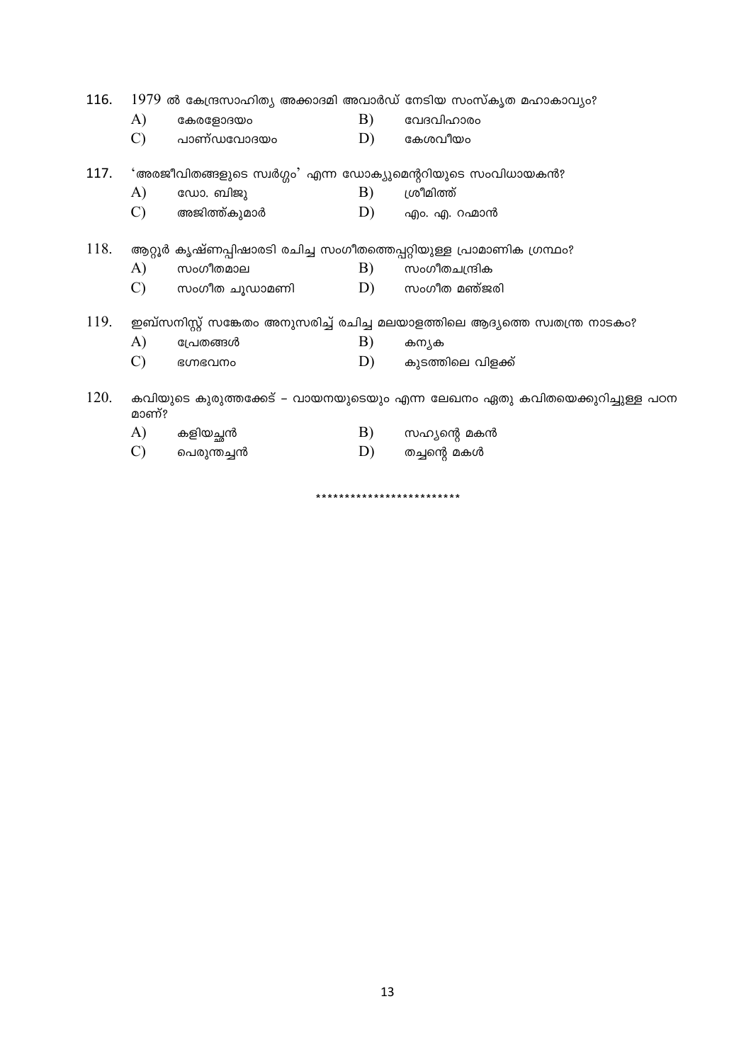116. 1979 ൽ കേന്ദ്രസാഹിത്യ അക്കാദമി അവാർഡ് നേടിയ സംസ്കൃത മഹാകാവ്യം?

A) കേരളോദയം
B) വേദവിഹാരം
C) പാണ്ഡവോദയം
D) കേശവീയം

117. 'അരജീവിതങ്ങളുടെ സ്വർഗ്ഗം' എന്ന ഡോക്യുമെന്ററിയുടെ സംവിധായകൻ?

A) ഡോ. ബിജു
B) ശ്രീമിത്ത്
C) അജിത്ത്കുമാർ
D) എം. എ. റഹ്മാൻ

118. ആറ്റൂർ കൃഷ്ണപ്പിഷാരടി രചിച്ച സംഗീതത്തെപ്പറ്റിയുള്ള പ്രാമാണിക ഗ്രന്ഥം?

A) സംഗീതമാല
B) സംഗീതചന്ദ്രിക
C) സംഗീത ചൂഡാമണി
D) സംഗീത മഞ്ജരി

119. ഇബ്സനിസ്റ്റ് സങ്കേതം അനുസരിച്ച് രചിച്ച മലയാളത്തിലെ ആദ്യത്തെ സ്വതന്ത്ര നാടകം?

A) പ്രേതങ്ങൾ
B) കന്യക
C) ഭഗ്നഭവനം
D) കുടത്തിലെ വിളക്ക്

120. കവിയുടെ കുരുത്തക്കേട് – വായനയുടെയും എന്ന ലേഖനം ഏതു കവിതയെക്കുറിച്ചുള്ള പഠനമാണ്?

A) കളിയച്ഛൻ
B) സഹ്യന്റെ മകൻ
C) പെരുന്തച്ചൻ
D) തച്ചന്റെ മകൾ

*************************